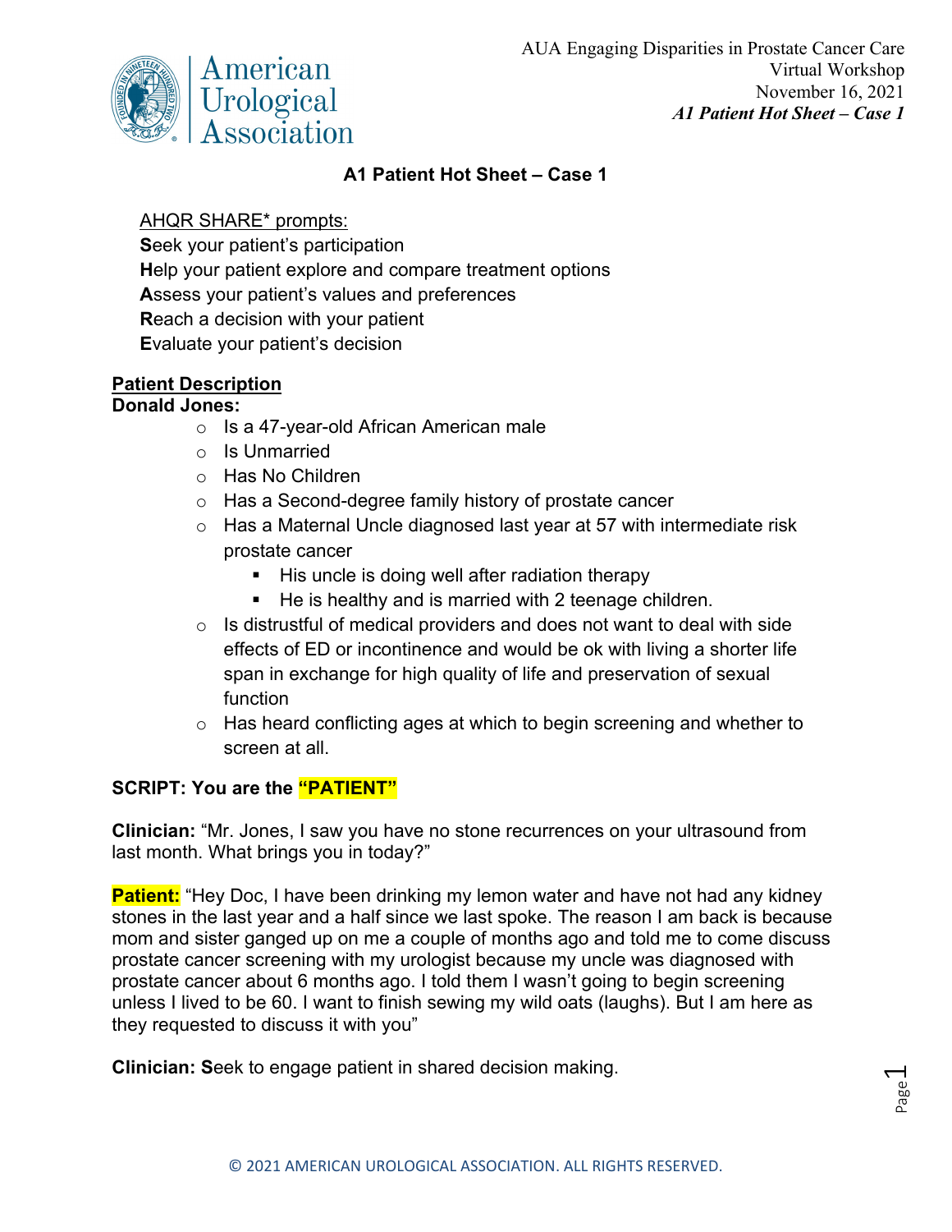AUA Engaging Disparities in Prostate Cancer Care
Virtual Workshop
November 16, 2021
*A1 Patient Hot Sheet – Case 1*

## A1 Patient Hot Sheet – Case 1

<u>AHQR SHARE* prompts:</u>

**S**eek your patient's participation
**H**elp your patient explore and compare treatment options
**A**ssess your patient's values and preferences
**R**each a decision with your patient
**E**valuate your patient's decision

### <u>Patient Description</u>

**Donald Jones:**

- Is a 47-year-old African American male
- Is Unmarried
- Has No Children
- Has a Second-degree family history of prostate cancer
- Has a Maternal Uncle diagnosed last year at 57 with intermediate risk prostate cancer
  - His uncle is doing well after radiation therapy
  - He is healthy and is married with 2 teenage children.
- Is distrustful of medical providers and does not want to deal with side effects of ED or incontinence and would be ok with living a shorter life span in exchange for high quality of life and preservation of sexual function
- Has heard conflicting ages at which to begin screening and whether to screen at all.

**SCRIPT: You are the "PATIENT"**

**Clinician:** "Mr. Jones, I saw you have no stone recurrences on your ultrasound from last month. What brings you in today?"

**Patient:** "Hey Doc, I have been drinking my lemon water and have not had any kidney stones in the last year and a half since we last spoke. The reason I am back is because mom and sister ganged up on me a couple of months ago and told me to come discuss prostate cancer screening with my urologist because my uncle was diagnosed with prostate cancer about 6 months ago. I told them I wasn't going to begin screening unless I lived to be 60. I want to finish sewing my wild oats (laughs). But I am here as they requested to discuss it with you"

**Clinician: S**eek to engage patient in shared decision making.

© 2021 AMERICAN UROLOGICAL ASSOCIATION. ALL RIGHTS RESERVED.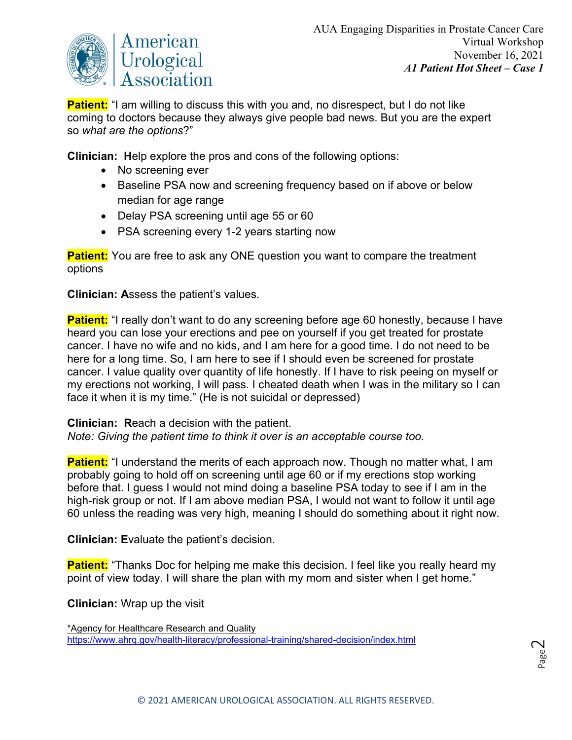**Patient:** "I am willing to discuss this with you and, no disrespect, but I do not like coming to doctors because they always give people bad news. But you are the expert so *what are the options*?"

**Clinician: H**elp explore the pros and cons of the following options:

- No screening ever
- Baseline PSA now and screening frequency based on if above or below median for age range
- Delay PSA screening until age 55 or 60
- PSA screening every 1-2 years starting now

**Patient:** You are free to ask any ONE question you want to compare the treatment options

**Clinician: A**ssess the patient's values.

**Patient:** "I really don't want to do any screening before age 60 honestly, because I have heard you can lose your erections and pee on yourself if you get treated for prostate cancer. I have no wife and no kids, and I am here for a good time. I do not need to be here for a long time. So, I am here to see if I should even be screened for prostate cancer. I value quality over quantity of life honestly. If I have to risk peeing on myself or my erections not working, I will pass. I cheated death when I was in the military so I can face it when it is my time." (He is not suicidal or depressed)

**Clinician: R**each a decision with the patient.
*Note: Giving the patient time to think it over is an acceptable course too.*

**Patient:** "I understand the merits of each approach now. Though no matter what, I am probably going to hold off on screening until age 60 or if my erections stop working before that. I guess I would not mind doing a baseline PSA today to see if I am in the high-risk group or not. If I am above median PSA, I would not want to follow it until age 60 unless the reading was very high, meaning I should do something about it right now.

**Clinician: E**valuate the patient's decision.

**Patient:** "Thanks Doc for helping me make this decision. I feel like you really heard my point of view today. I will share the plan with my mom and sister when I get home."

**Clinician:** Wrap up the visit

*Agency for Healthcare Research and Quality
https://www.ahrq.gov/health-literacy/professional-training/shared-decision/index.html

© 2021 AMERICAN UROLOGICAL ASSOCIATION. ALL RIGHTS RESERVED.